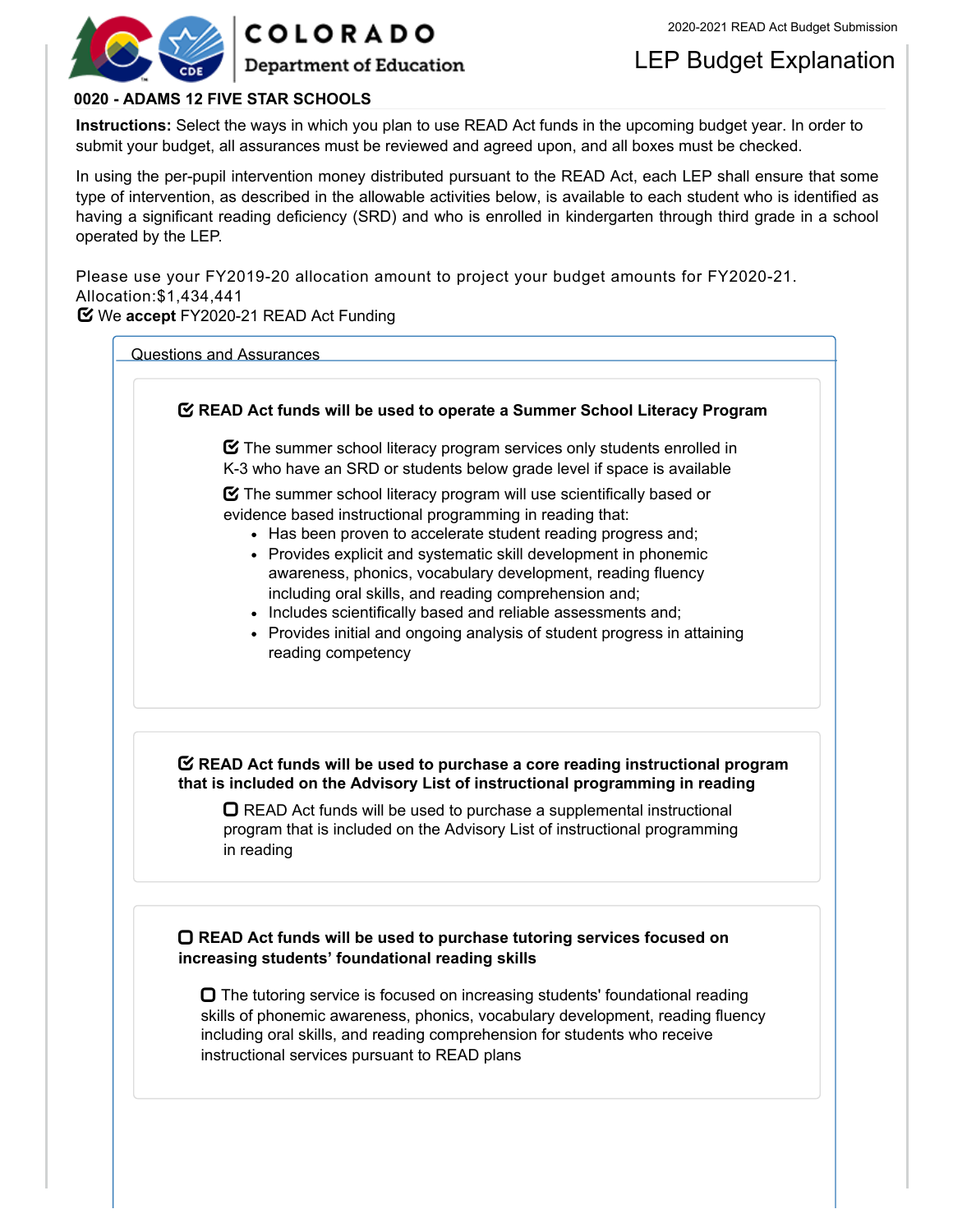# COLORADO Department of Education

2020-2021 READ Act Budget Submission

## LEP Budget Explanation

**0020 - ADAMS 12 FIVE STAR SCHOOLS**

**Instructions:** Select the ways in which you plan to use READ Act funds in the upcoming budget year. In order to submit your budget, all assurances must be reviewed and agreed upon, and all boxes must be checked.

In using the per-pupil intervention money distributed pursuant to the READ Act, each LEP shall ensure that some type of intervention, as described in the allowable activities below, is available to each student who is identified as having a significant reading deficiency (SRD) and who is enrolled in kindergarten through third grade in a school operated by the LEP.

Please use your FY2019-20 allocation amount to project your budget amounts for FY2020-21.
Allocation:$1,434,441

☑ We **accept** FY2020-21 READ Act Funding

### Questions and Assurances

☑ **READ Act funds will be used to operate a Summer School Literacy Program**

☑ The summer school literacy program services only students enrolled in K-3 who have an SRD or students below grade level if space is available

☑ The summer school literacy program will use scientifically based or evidence based instructional programming in reading that:

- Has been proven to accelerate student reading progress and;
- Provides explicit and systematic skill development in phonemic awareness, phonics, vocabulary development, reading fluency including oral skills, and reading comprehension and;
- Includes scientifically based and reliable assessments and;
- Provides initial and ongoing analysis of student progress in attaining reading competency

☑ **READ Act funds will be used to purchase a core reading instructional program that is included on the Advisory List of instructional programming in reading**

☐ READ Act funds will be used to purchase a supplemental instructional program that is included on the Advisory List of instructional programming in reading

☐ **READ Act funds will be used to purchase tutoring services focused on increasing students' foundational reading skills**

☐ The tutoring service is focused on increasing students' foundational reading skills of phonemic awareness, phonics, vocabulary development, reading fluency including oral skills, and reading comprehension for students who receive instructional services pursuant to READ plans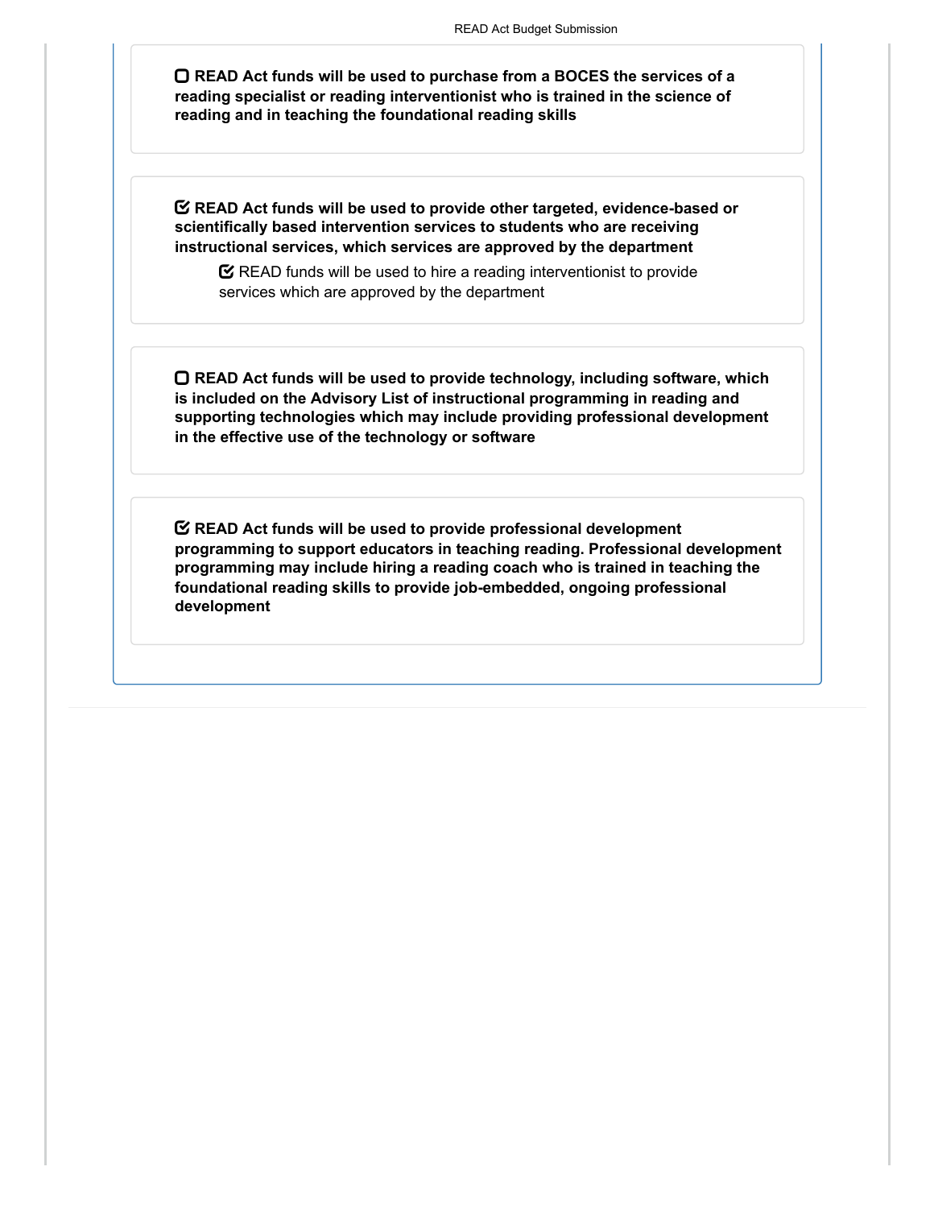- [ ] **READ Act funds will be used to purchase from a BOCES the services of a reading specialist or reading interventionist who is trained in the science of reading and in teaching the foundational reading skills**

- [x] **READ Act funds will be used to provide other targeted, evidence-based or scientifically based intervention services to students who are receiving instructional services, which services are approved by the department**
    - [x] READ funds will be used to hire a reading interventionist to provide services which are approved by the department

- [ ] **READ Act funds will be used to provide technology, including software, which is included on the Advisory List of instructional programming in reading and supporting technologies which may include providing professional development in the effective use of the technology or software**

- [x] **READ Act funds will be used to provide professional development programming to support educators in teaching reading. Professional development programming may include hiring a reading coach who is trained in teaching the foundational reading skills to provide job-embedded, ongoing professional development**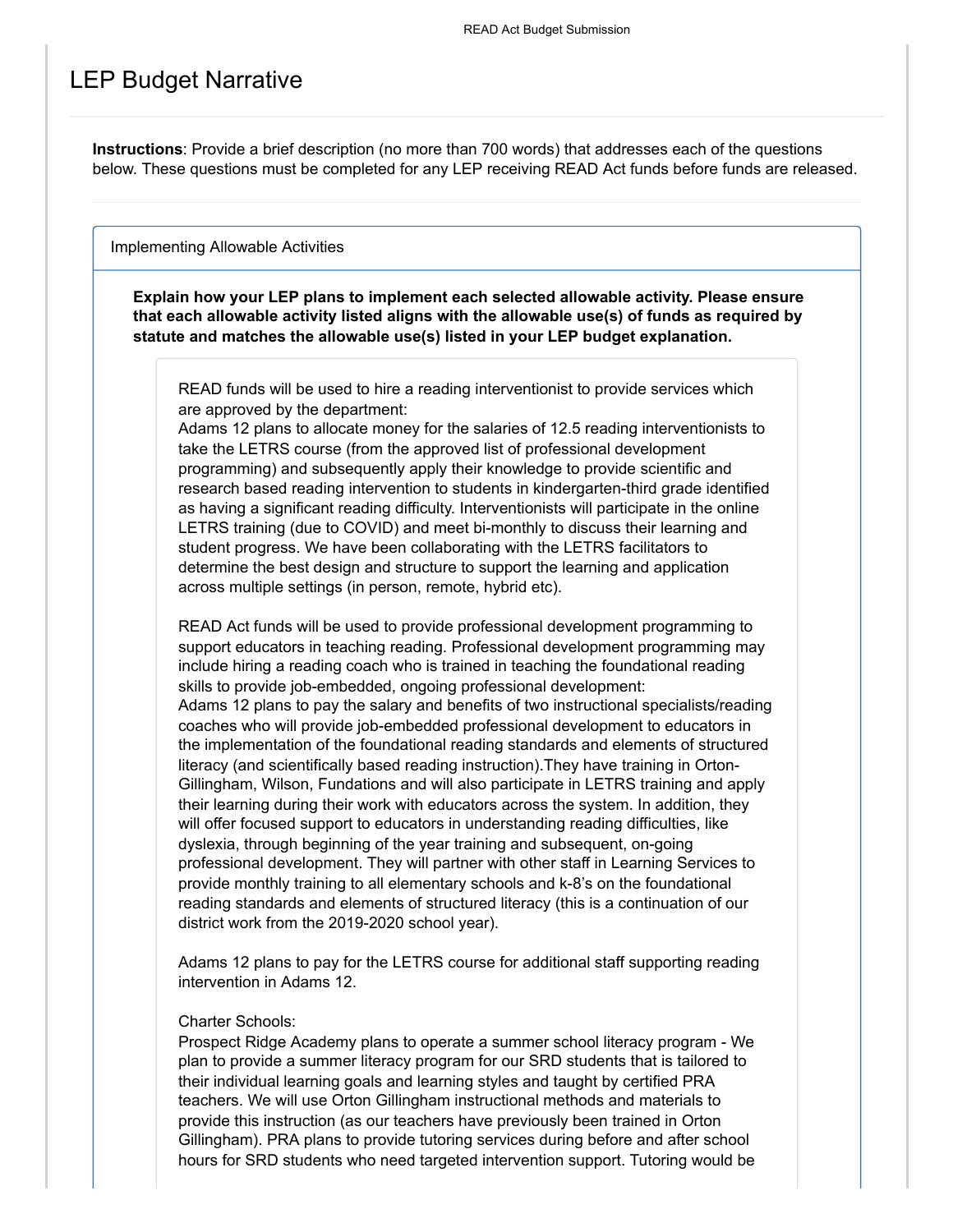# LEP Budget Narrative

**Instructions**: Provide a brief description (no more than 700 words) that addresses each of the questions below. These questions must be completed for any LEP receiving READ Act funds before funds are released.

## Implementing Allowable Activities

**Explain how your LEP plans to implement each selected allowable activity. Please ensure that each allowable activity listed aligns with the allowable use(s) of funds as required by statute and matches the allowable use(s) listed in your LEP budget explanation.**

READ funds will be used to hire a reading interventionist to provide services which are approved by the department:
Adams 12 plans to allocate money for the salaries of 12.5 reading interventionists to take the LETRS course (from the approved list of professional development programming) and subsequently apply their knowledge to provide scientific and research based reading intervention to students in kindergarten-third grade identified as having a significant reading difficulty. Interventionists will participate in the online LETRS training (due to COVID) and meet bi-monthly to discuss their learning and student progress. We have been collaborating with the LETRS facilitators to determine the best design and structure to support the learning and application across multiple settings (in person, remote, hybrid etc).

READ Act funds will be used to provide professional development programming to support educators in teaching reading. Professional development programming may include hiring a reading coach who is trained in teaching the foundational reading skills to provide job-embedded, ongoing professional development:
Adams 12 plans to pay the salary and benefits of two instructional specialists/reading coaches who will provide job-embedded professional development to educators in the implementation of the foundational reading standards and elements of structured literacy (and scientifically based reading instruction).They have training in Orton-Gillingham, Wilson, Fundations and will also participate in LETRS training and apply their learning during their work with educators across the system. In addition, they will offer focused support to educators in understanding reading difficulties, like dyslexia, through beginning of the year training and subsequent, on-going professional development. They will partner with other staff in Learning Services to provide monthly training to all elementary schools and k-8's on the foundational reading standards and elements of structured literacy (this is a continuation of our district work from the 2019-2020 school year).

Adams 12 plans to pay for the LETRS course for additional staff supporting reading intervention in Adams 12.

Charter Schools:
Prospect Ridge Academy plans to operate a summer school literacy program - We plan to provide a summer literacy program for our SRD students that is tailored to their individual learning goals and learning styles and taught by certified PRA teachers. We will use Orton Gillingham instructional methods and materials to provide this instruction (as our teachers have previously been trained in Orton Gillingham). PRA plans to provide tutoring services during before and after school hours for SRD students who need targeted intervention support. Tutoring would be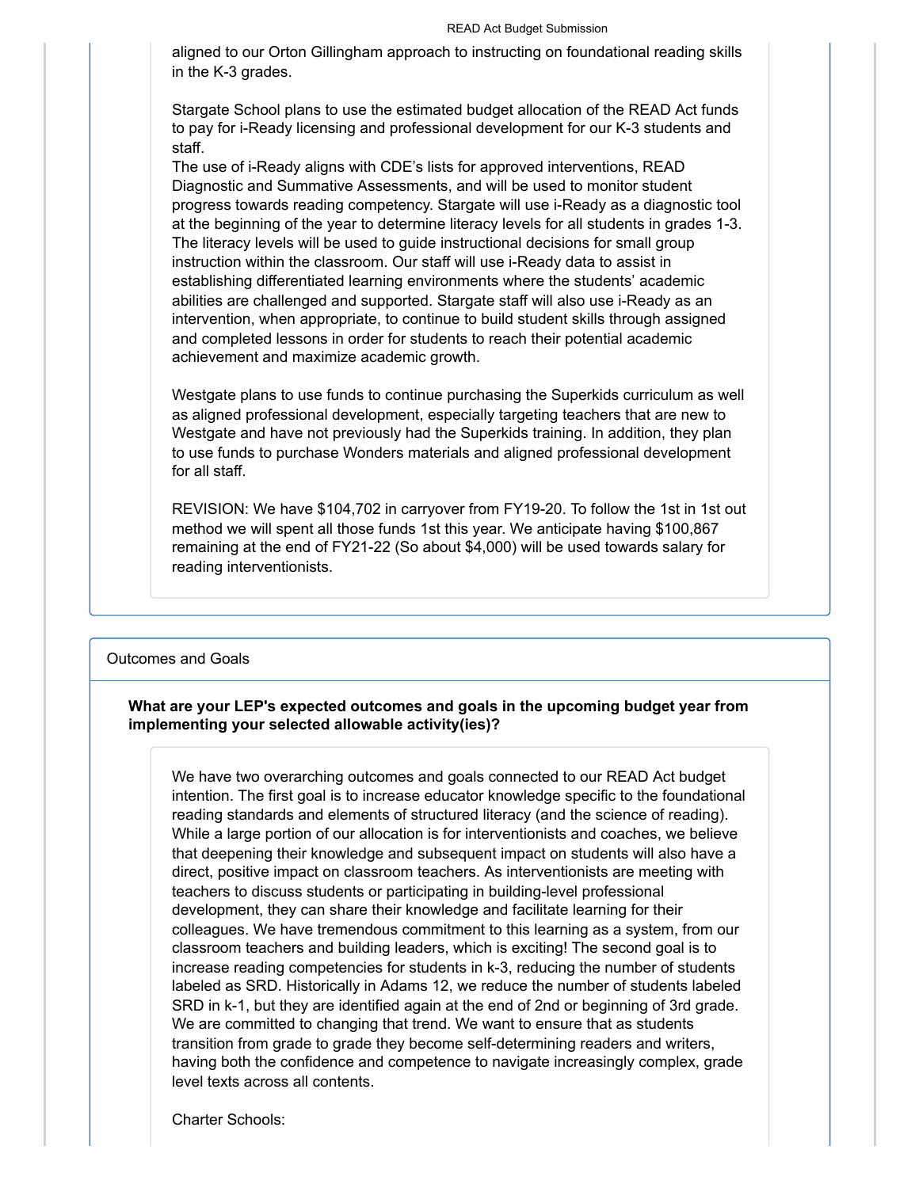aligned to our Orton Gillingham approach to instructing on foundational reading skills in the K-3 grades.

Stargate School plans to use the estimated budget allocation of the READ Act funds to pay for i-Ready licensing and professional development for our K-3 students and staff.
The use of i-Ready aligns with CDE's lists for approved interventions, READ Diagnostic and Summative Assessments, and will be used to monitor student progress towards reading competency. Stargate will use i-Ready as a diagnostic tool at the beginning of the year to determine literacy levels for all students in grades 1-3. The literacy levels will be used to guide instructional decisions for small group instruction within the classroom. Our staff will use i-Ready data to assist in establishing differentiated learning environments where the students' academic abilities are challenged and supported. Stargate staff will also use i-Ready as an intervention, when appropriate, to continue to build student skills through assigned and completed lessons in order for students to reach their potential academic achievement and maximize academic growth.

Westgate plans to use funds to continue purchasing the Superkids curriculum as well as aligned professional development, especially targeting teachers that are new to Westgate and have not previously had the Superkids training. In addition, they plan to use funds to purchase Wonders materials and aligned professional development for all staff.

REVISION: We have $104,702 in carryover from FY19-20. To follow the 1st in 1st out method we will spent all those funds 1st this year. We anticipate having $100,867 remaining at the end of FY21-22 (So about $4,000) will be used towards salary for reading interventionists.

## Outcomes and Goals

**What are your LEP's expected outcomes and goals in the upcoming budget year from implementing your selected allowable activity(ies)?**

We have two overarching outcomes and goals connected to our READ Act budget intention. The first goal is to increase educator knowledge specific to the foundational reading standards and elements of structured literacy (and the science of reading). While a large portion of our allocation is for interventionists and coaches, we believe that deepening their knowledge and subsequent impact on students will also have a direct, positive impact on classroom teachers. As interventionists are meeting with teachers to discuss students or participating in building-level professional development, they can share their knowledge and facilitate learning for their colleagues. We have tremendous commitment to this learning as a system, from our classroom teachers and building leaders, which is exciting! The second goal is to increase reading competencies for students in k-3, reducing the number of students labeled as SRD. Historically in Adams 12, we reduce the number of students labeled SRD in k-1, but they are identified again at the end of 2nd or beginning of 3rd grade. We are committed to changing that trend. We want to ensure that as students transition from grade to grade they become self-determining readers and writers, having both the confidence and competence to navigate increasingly complex, grade level texts across all contents.

Charter Schools: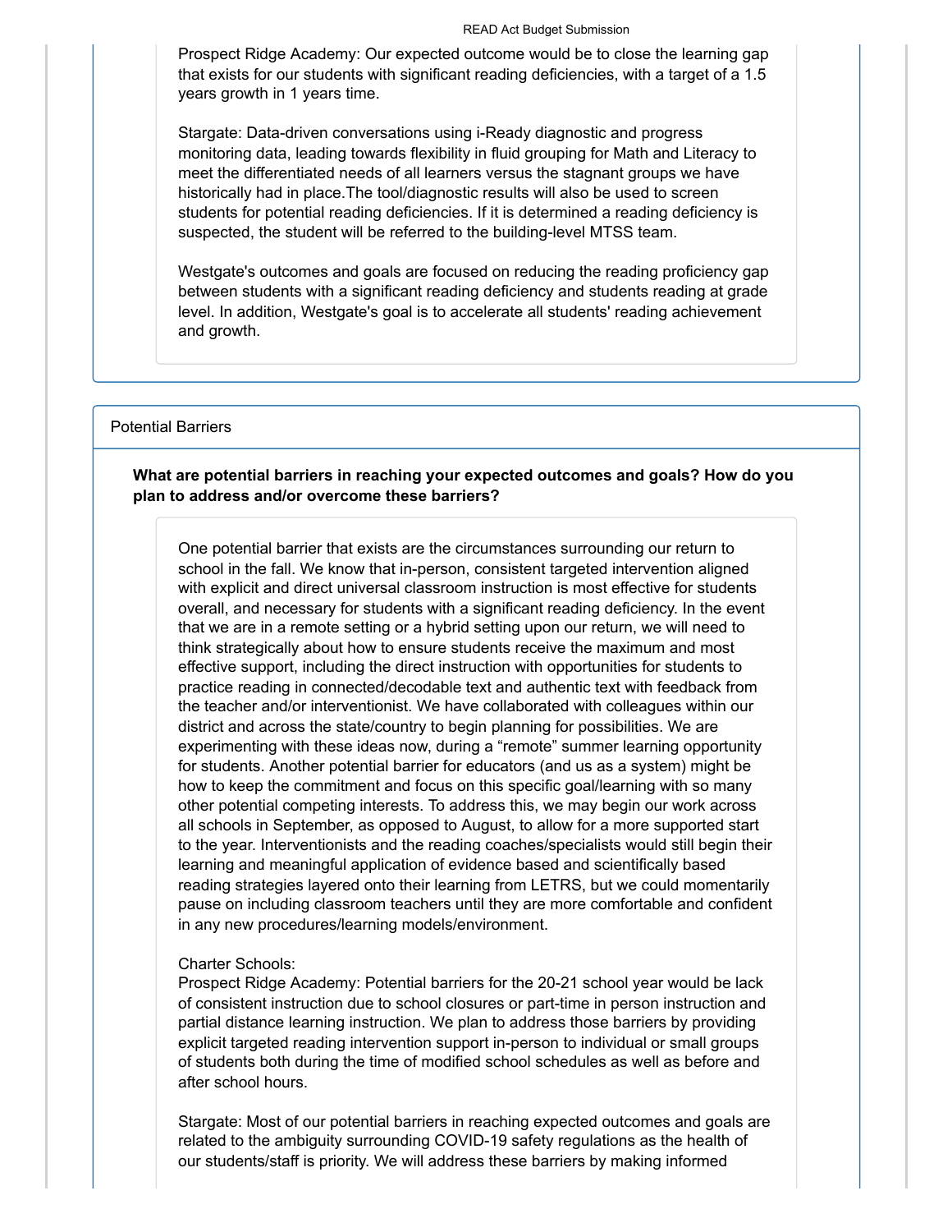Prospect Ridge Academy: Our expected outcome would be to close the learning gap that exists for our students with significant reading deficiencies, with a target of a 1.5 years growth in 1 years time.

Stargate: Data-driven conversations using i-Ready diagnostic and progress monitoring data, leading towards flexibility in fluid grouping for Math and Literacy to meet the differentiated needs of all learners versus the stagnant groups we have historically had in place.The tool/diagnostic results will also be used to screen students for potential reading deficiencies. If it is determined a reading deficiency is suspected, the student will be referred to the building-level MTSS team.

Westgate's outcomes and goals are focused on reducing the reading proficiency gap between students with a significant reading deficiency and students reading at grade level. In addition, Westgate's goal is to accelerate all students' reading achievement and growth.

## Potential Barriers

**What are potential barriers in reaching your expected outcomes and goals? How do you plan to address and/or overcome these barriers?**

One potential barrier that exists are the circumstances surrounding our return to school in the fall. We know that in-person, consistent targeted intervention aligned with explicit and direct universal classroom instruction is most effective for students overall, and necessary for students with a significant reading deficiency. In the event that we are in a remote setting or a hybrid setting upon our return, we will need to think strategically about how to ensure students receive the maximum and most effective support, including the direct instruction with opportunities for students to practice reading in connected/decodable text and authentic text with feedback from the teacher and/or interventionist. We have collaborated with colleagues within our district and across the state/country to begin planning for possibilities. We are experimenting with these ideas now, during a "remote" summer learning opportunity for students. Another potential barrier for educators (and us as a system) might be how to keep the commitment and focus on this specific goal/learning with so many other potential competing interests. To address this, we may begin our work across all schools in September, as opposed to August, to allow for a more supported start to the year. Interventionists and the reading coaches/specialists would still begin their learning and meaningful application of evidence based and scientifically based reading strategies layered onto their learning from LETRS, but we could momentarily pause on including classroom teachers until they are more comfortable and confident in any new procedures/learning models/environment.

Charter Schools:
Prospect Ridge Academy: Potential barriers for the 20-21 school year would be lack of consistent instruction due to school closures or part-time in person instruction and partial distance learning instruction. We plan to address those barriers by providing explicit targeted reading intervention support in-person to individual or small groups of students both during the time of modified school schedules as well as before and after school hours.

Stargate: Most of our potential barriers in reaching expected outcomes and goals are related to the ambiguity surrounding COVID-19 safety regulations as the health of our students/staff is priority. We will address these barriers by making informed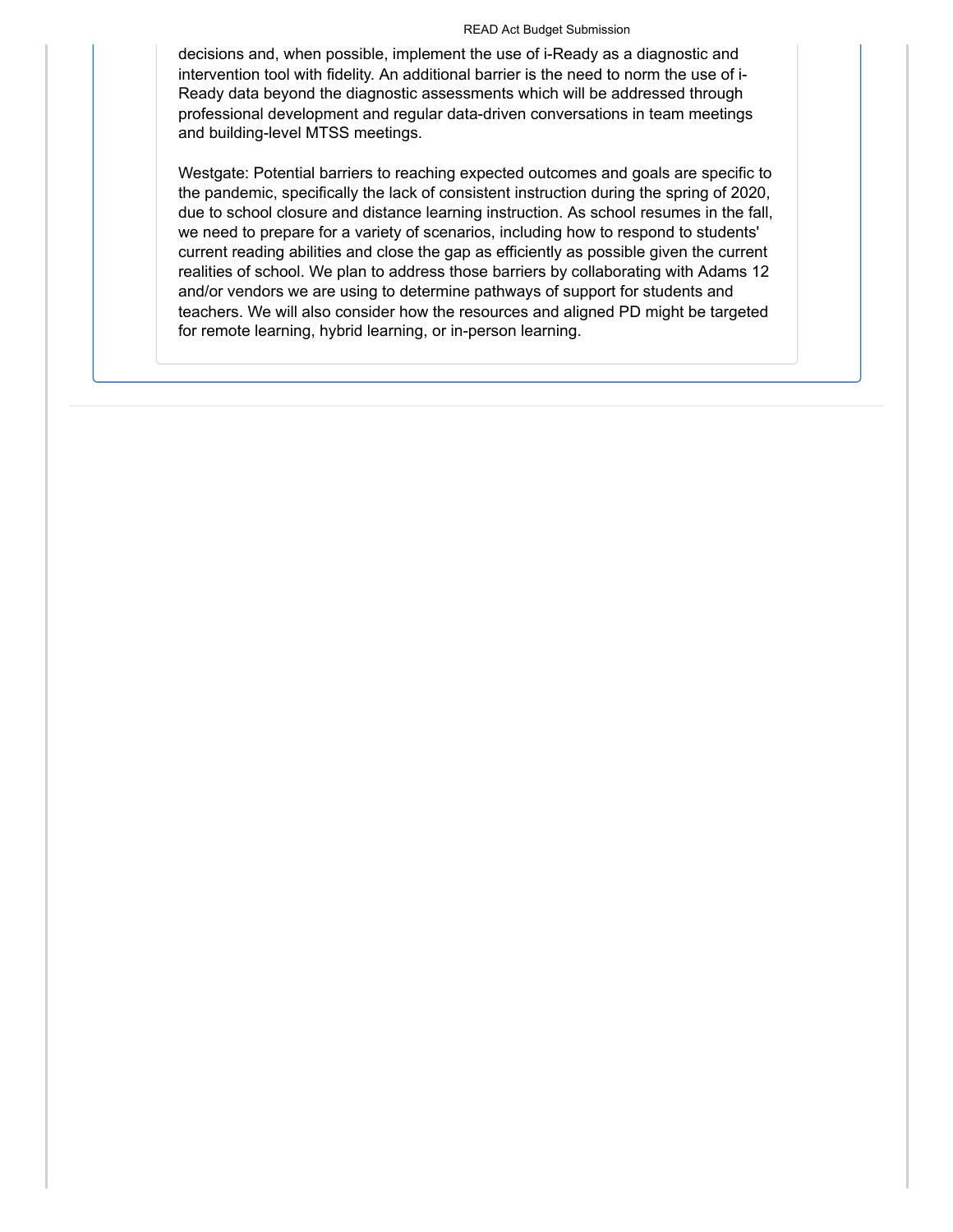decisions and, when possible, implement the use of i-Ready as a diagnostic and intervention tool with fidelity. An additional barrier is the need to norm the use of i-Ready data beyond the diagnostic assessments which will be addressed through professional development and regular data-driven conversations in team meetings and building-level MTSS meetings.

Westgate: Potential barriers to reaching expected outcomes and goals are specific to the pandemic, specifically the lack of consistent instruction during the spring of 2020, due to school closure and distance learning instruction. As school resumes in the fall, we need to prepare for a variety of scenarios, including how to respond to students' current reading abilities and close the gap as efficiently as possible given the current realities of school. We plan to address those barriers by collaborating with Adams 12 and/or vendors we are using to determine pathways of support for students and teachers. We will also consider how the resources and aligned PD might be targeted for remote learning, hybrid learning, or in-person learning.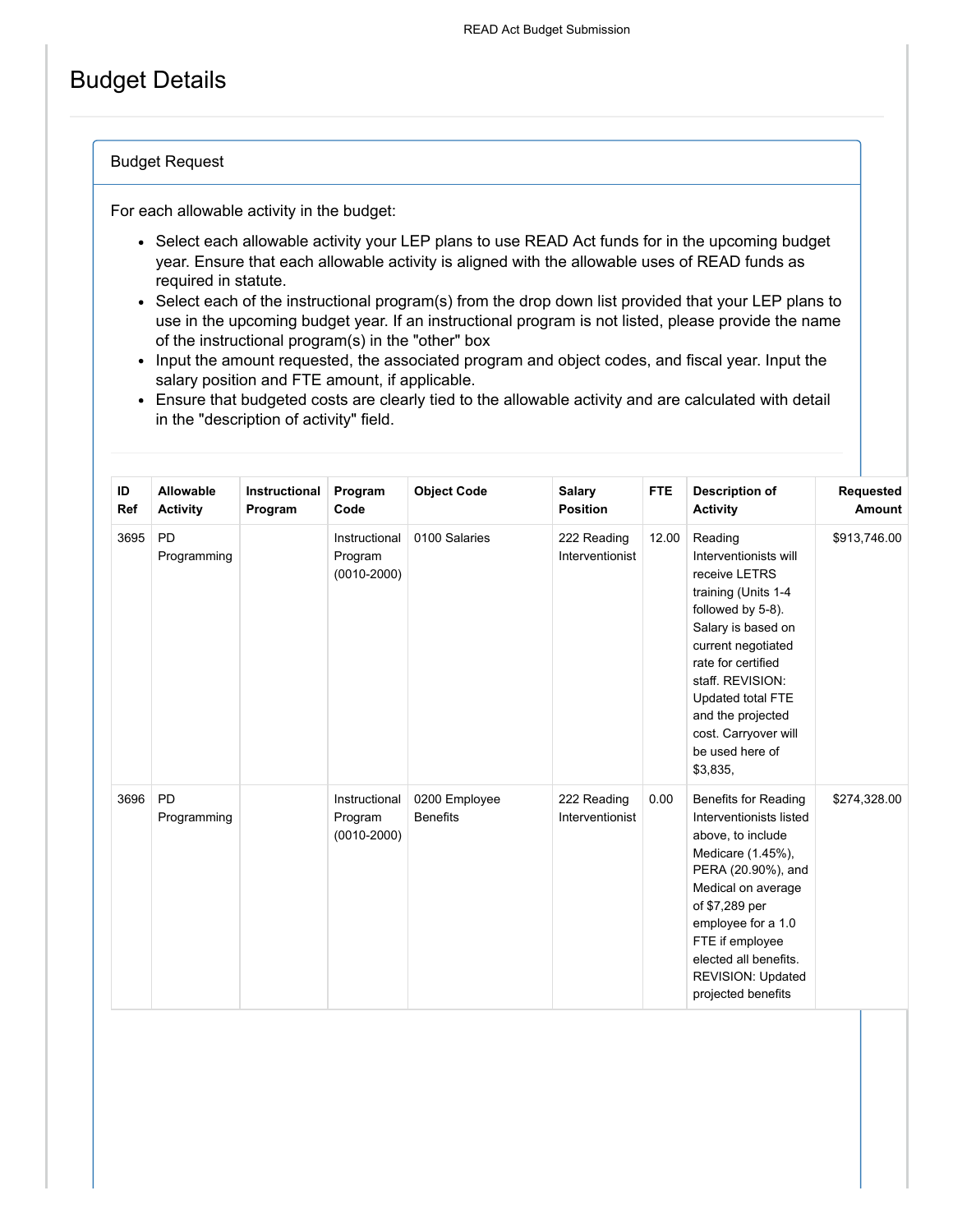# Budget Details

## Budget Request

For each allowable activity in the budget:

- Select each allowable activity your LEP plans to use READ Act funds for in the upcoming budget year. Ensure that each allowable activity is aligned with the allowable uses of READ funds as required in statute.
- Select each of the instructional program(s) from the drop down list provided that your LEP plans to use in the upcoming budget year. If an instructional program is not listed, please provide the name of the instructional program(s) in the "other" box
- Input the amount requested, the associated program and object codes, and fiscal year. Input the salary position and FTE amount, if applicable.
- Ensure that budgeted costs are clearly tied to the allowable activity and are calculated with detail in the "description of activity" field.

| ID Ref | Allowable Activity | Instructional Program | Program Code | Object Code | Salary Position | FTE | Description of Activity | Requested Amount |
|---|---|---|---|---|---|---|---|---|
| 3695 | PD Programming | | Instructional Program (0010-2000) | 0100 Salaries | 222 Reading Interventionist | 12.00 | Reading Interventionists will receive LETRS training (Units 1-4 followed by 5-8). Salary is based on current negotiated rate for certified staff. REVISION: Updated total FTE and the projected cost. Carryover will be used here of $3,835, | $913,746.00 |
| 3696 | PD Programming | | Instructional Program (0010-2000) | 0200 Employee Benefits | 222 Reading Interventionist | 0.00 | Benefits for Reading Interventionists listed above, to include Medicare (1.45%), PERA (20.90%), and Medical on average of $7,289 per employee for a 1.0 FTE if employee elected all benefits. REVISION: Updated projected benefits | $274,328.00 |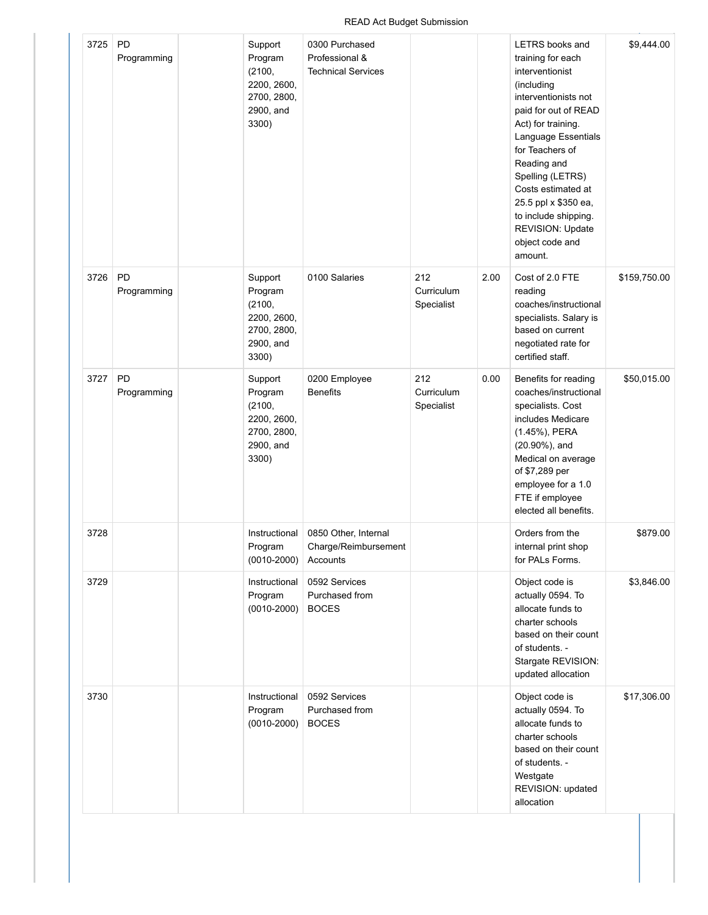| 3725 | PD Programming | | Support Program (2100, 2200, 2600, 2700, 2800, 2900, and 3300) | 0300 Purchased Professional & Technical Services | | | LETRS books and training for each interventionist (including interventionists not paid for out of READ Act) for training. Language Essentials for Teachers of Reading and Spelling (LETRS) Costs estimated at 25.5 ppl x $350 ea, to include shipping. REVISION: Update object code and amount. | $9,444.00 |
|---|---|---|---|---|---|---|---|---|
| 3726 | PD Programming | | Support Program (2100, 2200, 2600, 2700, 2800, 2900, and 3300) | 0100 Salaries | 212 Curriculum Specialist | 2.00 | Cost of 2.0 FTE reading coaches/instructional specialists. Salary is based on current negotiated rate for certified staff. | $159,750.00 |
| 3727 | PD Programming | | Support Program (2100, 2200, 2600, 2700, 2800, 2900, and 3300) | 0200 Employee Benefits | 212 Curriculum Specialist | 0.00 | Benefits for reading coaches/instructional specialists. Cost includes Medicare (1.45%), PERA (20.90%), and Medical on average of $7,289 per employee for a 1.0 FTE if employee elected all benefits. | $50,015.00 |
| 3728 | | | Instructional Program (0010-2000) | 0850 Other, Internal Charge/Reimbursement Accounts | | | Orders from the internal print shop for PALs Forms. | $879.00 |
| 3729 | | | Instructional Program (0010-2000) | 0592 Services Purchased from BOCES | | | Object code is actually 0594. To allocate funds to charter schools based on their count of students. - Stargate REVISION: updated allocation | $3,846.00 |
| 3730 | | | Instructional Program (0010-2000) | 0592 Services Purchased from BOCES | | | Object code is actually 0594. To allocate funds to charter schools based on their count of students. - Westgate REVISION: updated allocation | $17,306.00 |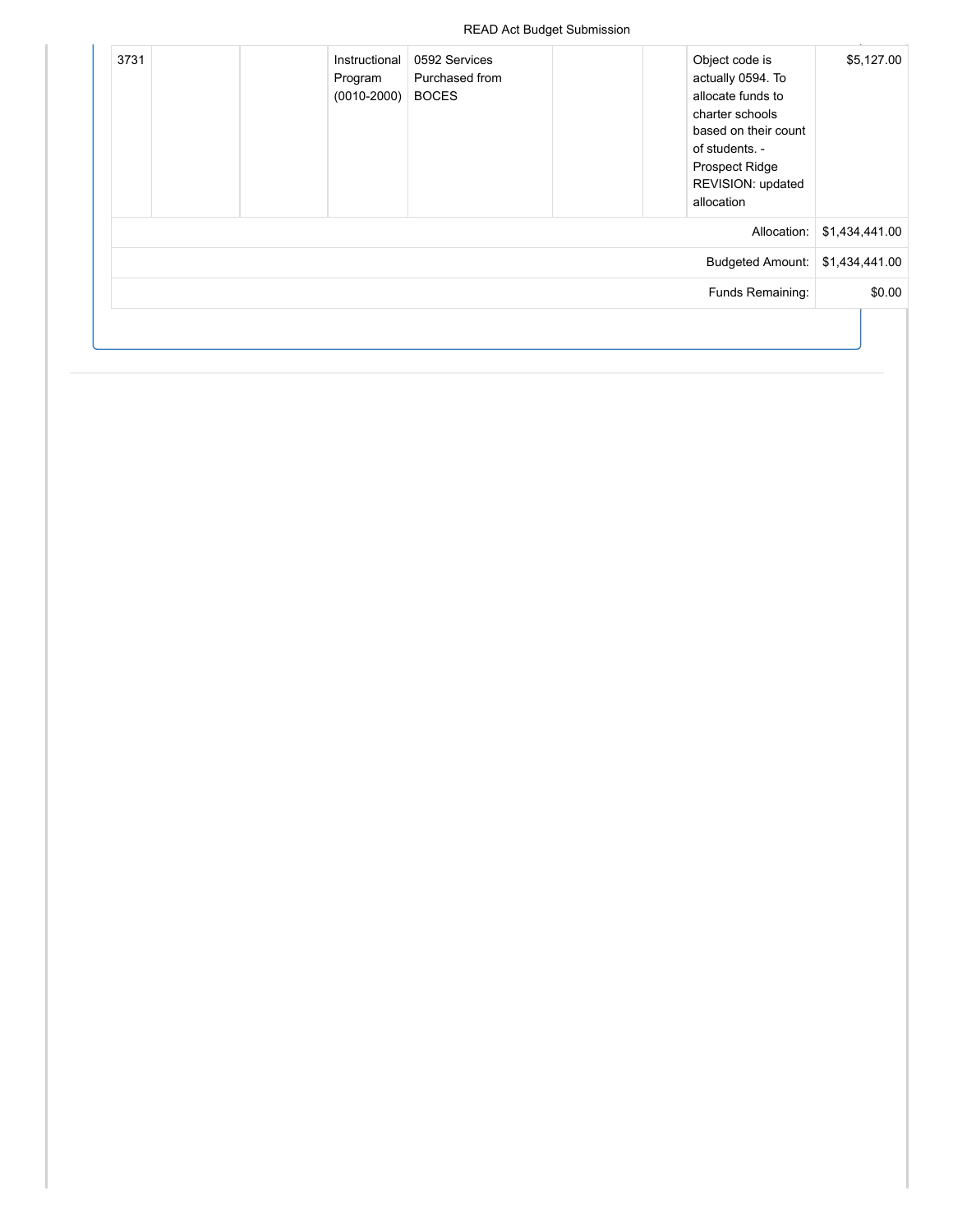| | | | | | | | | |
|---|---|---|---|---|---|---|---|---|
| 3731 | | | Instructional Program (0010-2000) | 0592 Services Purchased from BOCES | | | Object code is actually 0594. To allocate funds to charter schools based on their count of students. - Prospect Ridge REVISION: updated allocation | $5,127.00 |
| | | | | | | | Allocation: | $1,434,441.00 |
| | | | | | | | Budgeted Amount: | $1,434,441.00 |
| | | | | | | | Funds Remaining: | $0.00 |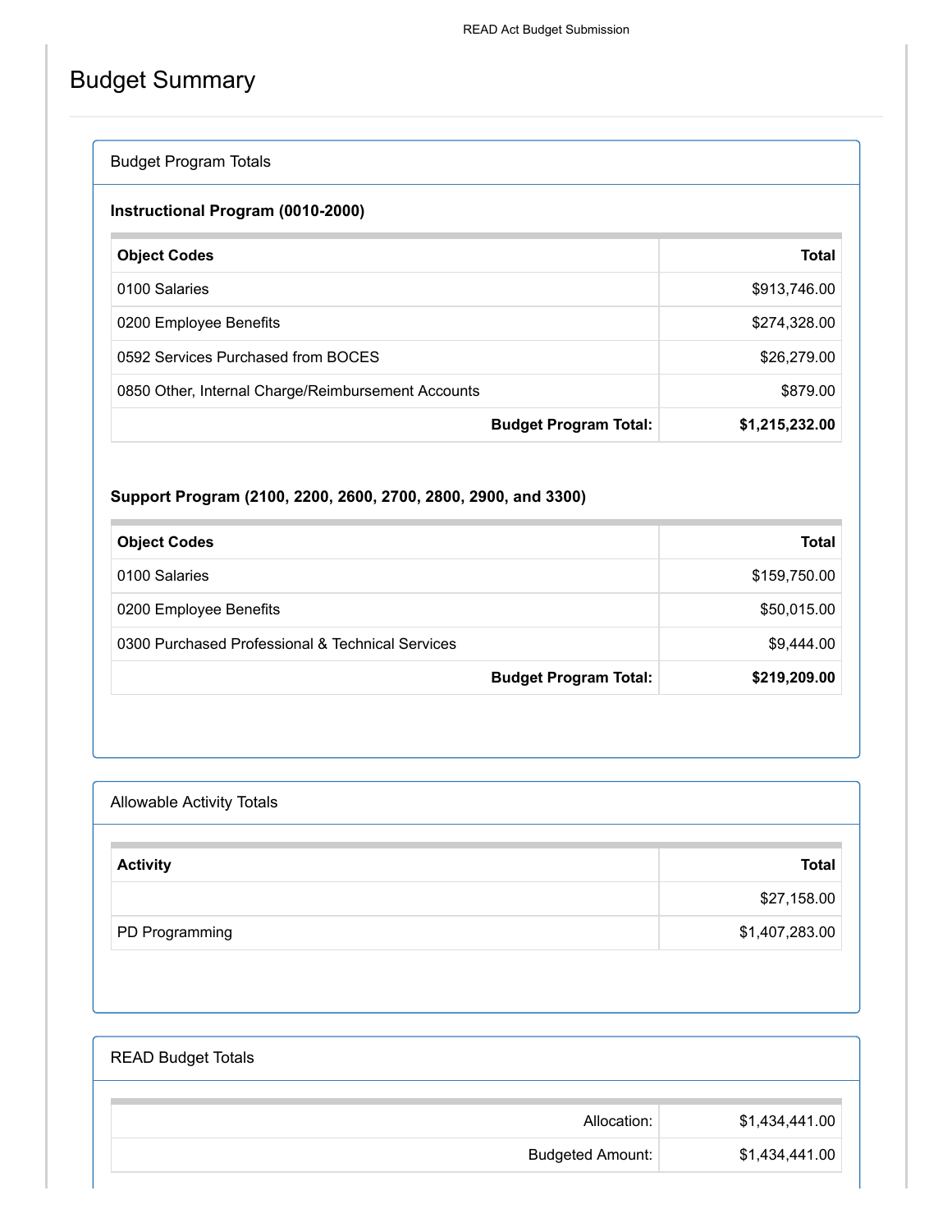# Budget Summary

## Budget Program Totals

### Instructional Program (0010-2000)

| Object Codes | Total |
|---|---|
| 0100 Salaries | $913,746.00 |
| 0200 Employee Benefits | $274,328.00 |
| 0592 Services Purchased from BOCES | $26,279.00 |
| 0850 Other, Internal Charge/Reimbursement Accounts | $879.00 |
| **Budget Program Total:** | **$1,215,232.00** |

### Support Program (2100, 2200, 2600, 2700, 2800, 2900, and 3300)

| Object Codes | Total |
|---|---|
| 0100 Salaries | $159,750.00 |
| 0200 Employee Benefits | $50,015.00 |
| 0300 Purchased Professional & Technical Services | $9,444.00 |
| **Budget Program Total:** | **$219,209.00** |

## Allowable Activity Totals

| Activity | Total |
|---|---|
| | $27,158.00 |
| PD Programming | $1,407,283.00 |

## READ Budget Totals

| | |
|---|---|
| Allocation: | $1,434,441.00 |
| Budgeted Amount: | $1,434,441.00 |